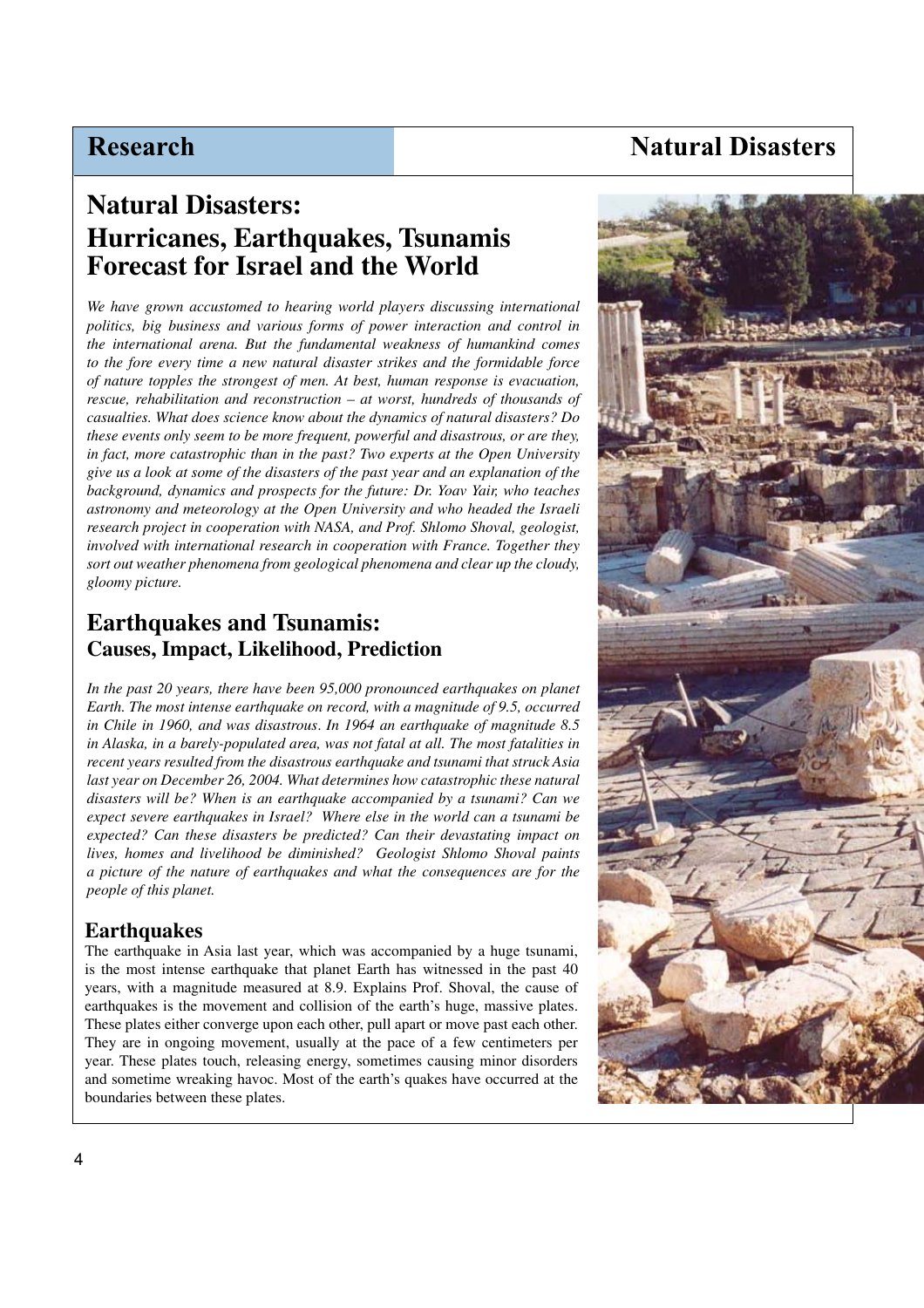# Natural Disasters: Hurricanes, Earthquakes, Tsunamis Forecast for Israel and the World

*We have grown accustomed to hearing world players discussing international politics, big business and various forms of power interaction and control in the international arena. But the fundamental weakness of humankind comes to the fore every time a new natural disaster strikes and the formidable force of nature topples the strongest of men. At best, human response is evacuation, rescue, rehabilitation and reconstruction – at worst, hundreds of thousands of casualties. What does science know about the dynamics of natural disasters? Do these events only seem to be more frequent, powerful and disastrous, or are they, in fact, more catastrophic than in the past? Two experts at the Open University give us a look at some of the disasters of the past year and an explanation of the background, dynamics and prospects for the future: Dr. Yoav Yair, who teaches astronomy and meteorology at the Open University and who headed the Israeli research project in cooperation with NASA, and Prof. Shlomo Shoval, geologist, involved with international research in cooperation with France. Together they sort out weather phenomena from geological phenomena and clear up the cloudy, gloomy picture.*

## Earthquakes and Tsunamis: Causes, Impact, Likelihood, Prediction

*In the past 20 years, there have been 95,000 pronounced earthquakes on planet Earth. The most intense earthquake on record, with a magnitude of 9.5, occurred in Chile in 1960, and was disastrous. In 1964 an earthquake of magnitude 8.5 in Alaska, in a barely-populated area, was not fatal at all. The most fatalities in recent years resulted from the disastrous earthquake and tsunami that struck Asia last year on December 26, 2004. What determines how catastrophic these natural disasters will be? When is an earthquake accompanied by a tsunami? Can we expect severe earthquakes in Israel? Where else in the world can a tsunami be expected? Can these disasters be predicted? Can their devastating impact on lives, homes and livelihood be diminished? Geologist Shlomo Shoval paints a picture of the nature of earthquakes and what the consequences are for the people of this planet.*

### Earthquakes

The earthquake in Asia last year, which was accompanied by a huge tsunami, is the most intense earthquake that planet Earth has witnessed in the past 40 years, with a magnitude measured at 8.9. Explains Prof. Shoval, the cause of earthquakes is the movement and collision of the earth's huge, massive plates. These plates either converge upon each other, pull apart or move past each other. They are in ongoing movement, usually at the pace of a few centimeters per year. These plates touch, releasing energy, sometimes causing minor disorders and sometime wreaking havoc. Most of the earth's quakes have occurred at the boundaries between these plates.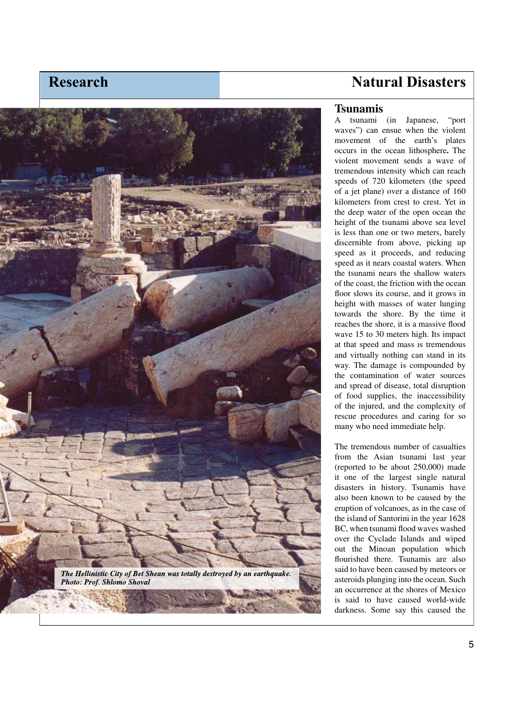## Tsunamis

A tsunami (in Japanese, "port waves") can ensue when the violent movement of the earth's plates occurs in the ocean lithosphere**.** The violent movement sends a wave of tremendous intensity which can reach speeds of 720 kilometers (the speed of a jet plane) over a distance of 160 kilometers from crest to crest. Yet in the deep water of the open ocean the height of the tsunami above sea level is less than one or two meters, barely discernible from above, picking up speed as it proceeds, and reducing speed as it nears coastal waters. When the tsunami nears the shallow waters of the coast, the friction with the ocean floor slows its course, and it grows in height with masses of water lunging towards the shore. By the time it reaches the shore, it is a massive flood wave 15 to 30 meters high. Its impact at that speed and mass is tremendous and virtually nothing can stand in its way. The damage is compounded by the contamination of water sources and spread of disease, total disruption of food supplies, the inaccessibility of the injured, and the complexity of rescue procedures and caring for so many who need immediate help.

The tremendous number of casualties from the Asian tsunami last year (reported to be about 250,000) made it one of the largest single natural disasters in history. Tsunamis have also been known to be caused by the eruption of volcanoes, as in the case of the island of Santorini in the year 1628 BC, when tsunami flood waves washed over the Cyclade Islands and wiped out the Minoan population which flourished there. Tsunamis are also said to have been caused by meteors or asteroids plunging into the ocean. Such an occurrence at the shores of Mexico is said to have caused world-wide darkness. Some say this caused the

***The Hellinistic City of Bet Shean was totally destroyed by an earthquake. Photo: Prof. Shlomo Shoval***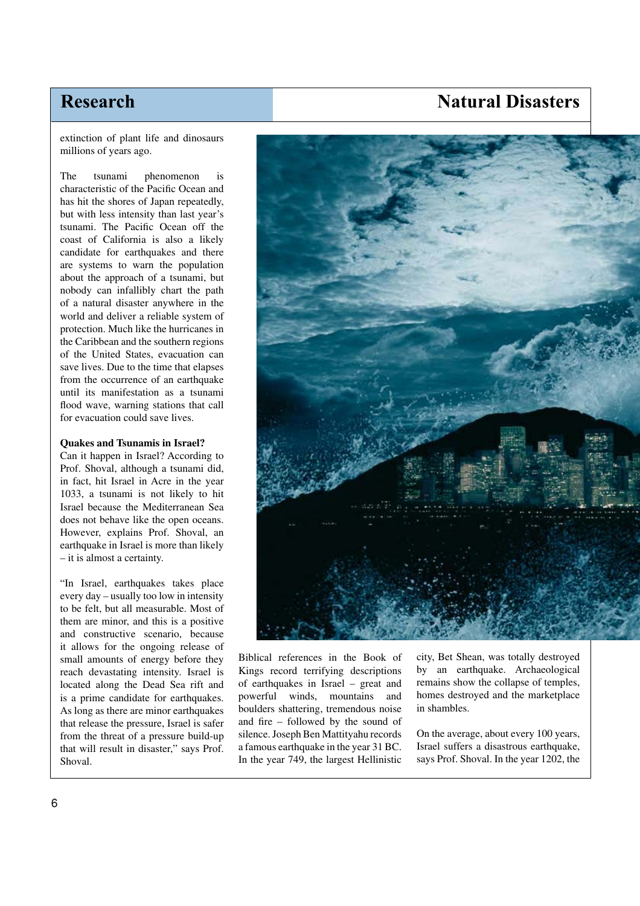extinction of plant life and dinosaurs millions of years ago.

The tsunami phenomenon is characteristic of the Pacific Ocean and has hit the shores of Japan repeatedly, but with less intensity than last year's tsunami. The Pacific Ocean off the coast of California is also a likely candidate for earthquakes and there are systems to warn the population about the approach of a tsunami, but nobody can infallibly chart the path of a natural disaster anywhere in the world and deliver a reliable system of protection. Much like the hurricanes in the Caribbean and the southern regions of the United States, evacuation can save lives. Due to the time that elapses from the occurrence of an earthquake until its manifestation as a tsunami flood wave, warning stations that call for evacuation could save lives.

**Quakes and Tsunamis in Israel?**

Can it happen in Israel? According to Prof. Shoval, although a tsunami did, in fact, hit Israel in Acre in the year 1033, a tsunami is not likely to hit Israel because the Mediterranean Sea does not behave like the open oceans. However, explains Prof. Shoval, an earthquake in Israel is more than likely – it is almost a certainty.

"In Israel, earthquakes takes place every day – usually too low in intensity to be felt, but all measurable. Most of them are minor, and this is a positive and constructive scenario, because it allows for the ongoing release of small amounts of energy before they reach devastating intensity. Israel is located along the Dead Sea rift and is a prime candidate for earthquakes. As long as there are minor earthquakes that release the pressure, Israel is safer from the threat of a pressure build-up that will result in disaster," says Prof. Shoval.

Biblical references in the Book of Kings record terrifying descriptions of earthquakes in Israel – great and powerful winds, mountains and boulders shattering, tremendous noise and fire – followed by the sound of silence. Joseph Ben Mattityahu records a famous earthquake in the year 31 BC. In the year 749, the largest Hellinistic city, Bet Shean, was totally destroyed by an earthquake. Archaeological remains show the collapse of temples, homes destroyed and the marketplace in shambles.

On the average, about every 100 years, Israel suffers a disastrous earthquake, says Prof. Shoval. In the year 1202, the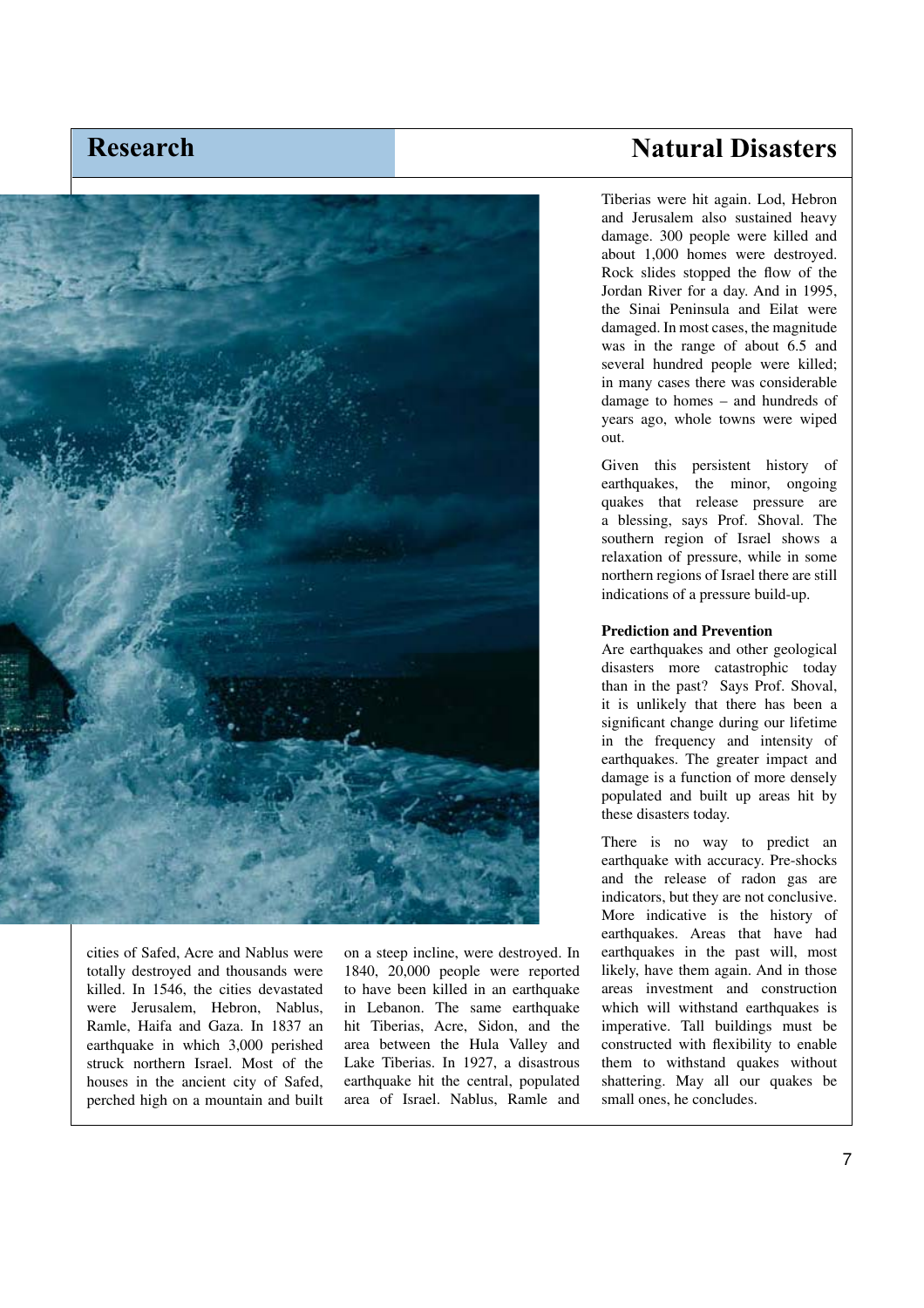cities of Safed, Acre and Nablus were totally destroyed and thousands were killed. In 1546, the cities devastated were Jerusalem, Hebron, Nablus, Ramle, Haifa and Gaza. In 1837 an earthquake in which 3,000 perished struck northern Israel. Most of the houses in the ancient city of Safed, perched high on a mountain and built on a steep incline, were destroyed. In 1840, 20,000 people were reported to have been killed in an earthquake in Lebanon. The same earthquake hit Tiberias, Acre, Sidon, and the area between the Hula Valley and Lake Tiberias. In 1927, a disastrous earthquake hit the central, populated area of Israel. Nablus, Ramle and Tiberias were hit again. Lod, Hebron and Jerusalem also sustained heavy damage. 300 people were killed and about 1,000 homes were destroyed. Rock slides stopped the flow of the Jordan River for a day. And in 1995, the Sinai Peninsula and Eilat were damaged. In most cases, the magnitude was in the range of about 6.5 and several hundred people were killed; in many cases there was considerable damage to homes – and hundreds of years ago, whole towns were wiped out.

Given this persistent history of earthquakes, the minor, ongoing quakes that release pressure are a blessing, says Prof. Shoval. The southern region of Israel shows a relaxation of pressure, while in some northern regions of Israel there are still indications of a pressure build-up.

**Prediction and Prevention**

Are earthquakes and other geological disasters more catastrophic today than in the past? Says Prof. Shoval, it is unlikely that there has been a significant change during our lifetime in the frequency and intensity of earthquakes. The greater impact and damage is a function of more densely populated and built up areas hit by these disasters today.

There is no way to predict an earthquake with accuracy. Pre-shocks and the release of radon gas are indicators, but they are not conclusive. More indicative is the history of earthquakes. Areas that have had earthquakes in the past will, most likely, have them again. And in those areas investment and construction which will withstand earthquakes is imperative. Tall buildings must be constructed with flexibility to enable them to withstand quakes without shattering. May all our quakes be small ones, he concludes.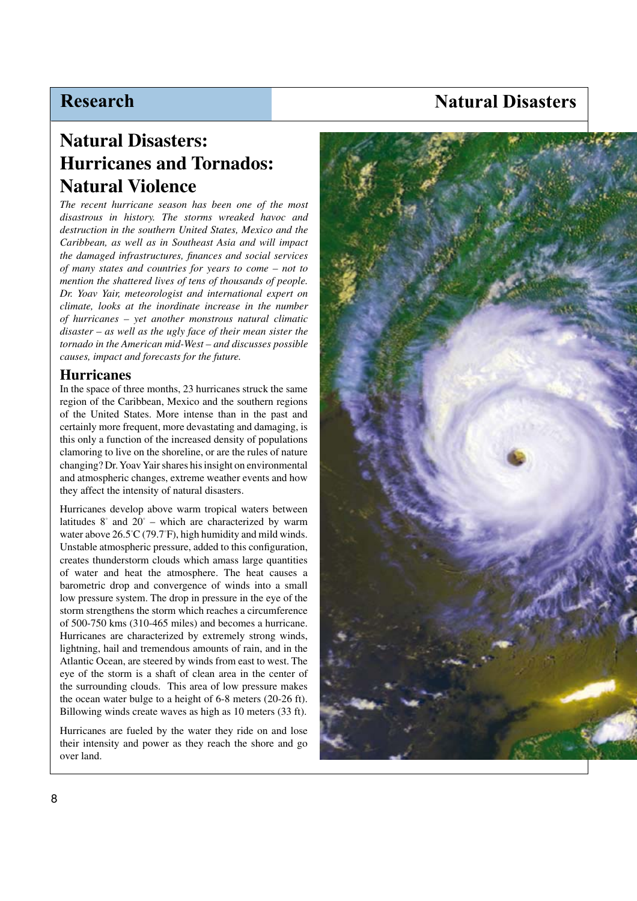# Natural Disasters: Hurricanes and Tornados: Natural Violence

*The recent hurricane season has been one of the most disastrous in history. The storms wreaked havoc and destruction in the southern United States, Mexico and the Caribbean, as well as in Southeast Asia and will impact the damaged infrastructures, finances and social services of many states and countries for years to come – not to mention the shattered lives of tens of thousands of people. Dr. Yoav Yair, meteorologist and international expert on climate, looks at the inordinate increase in the number of hurricanes – yet another monstrous natural climatic disaster – as well as the ugly face of their mean sister the tornado in the American mid-West – and discusses possible causes, impact and forecasts for the future.*

## Hurricanes

In the space of three months, 23 hurricanes struck the same region of the Caribbean, Mexico and the southern regions of the United States. More intense than in the past and certainly more frequent, more devastating and damaging, is this only a function of the increased density of populations clamoring to live on the shoreline, or are the rules of nature changing? Dr. Yoav Yair shares his insight on environmental and atmospheric changes, extreme weather events and how they affect the intensity of natural disasters.

Hurricanes develop above warm tropical waters between latitudes 8° and 20° – which are characterized by warm water above 26.5°C (79.7°F), high humidity and mild winds. Unstable atmospheric pressure, added to this configuration, creates thunderstorm clouds which amass large quantities of water and heat the atmosphere. The heat causes a barometric drop and convergence of winds into a small low pressure system. The drop in pressure in the eye of the storm strengthens the storm which reaches a circumference of 500-750 kms (310-465 miles) and becomes a hurricane. Hurricanes are characterized by extremely strong winds, lightning, hail and tremendous amounts of rain, and in the Atlantic Ocean, are steered by winds from east to west. The eye of the storm is a shaft of clean area in the center of the surrounding clouds. This area of low pressure makes the ocean water bulge to a height of 6-8 meters (20-26 ft). Billowing winds create waves as high as 10 meters (33 ft).

Hurricanes are fueled by the water they ride on and lose their intensity and power as they reach the shore and go over land.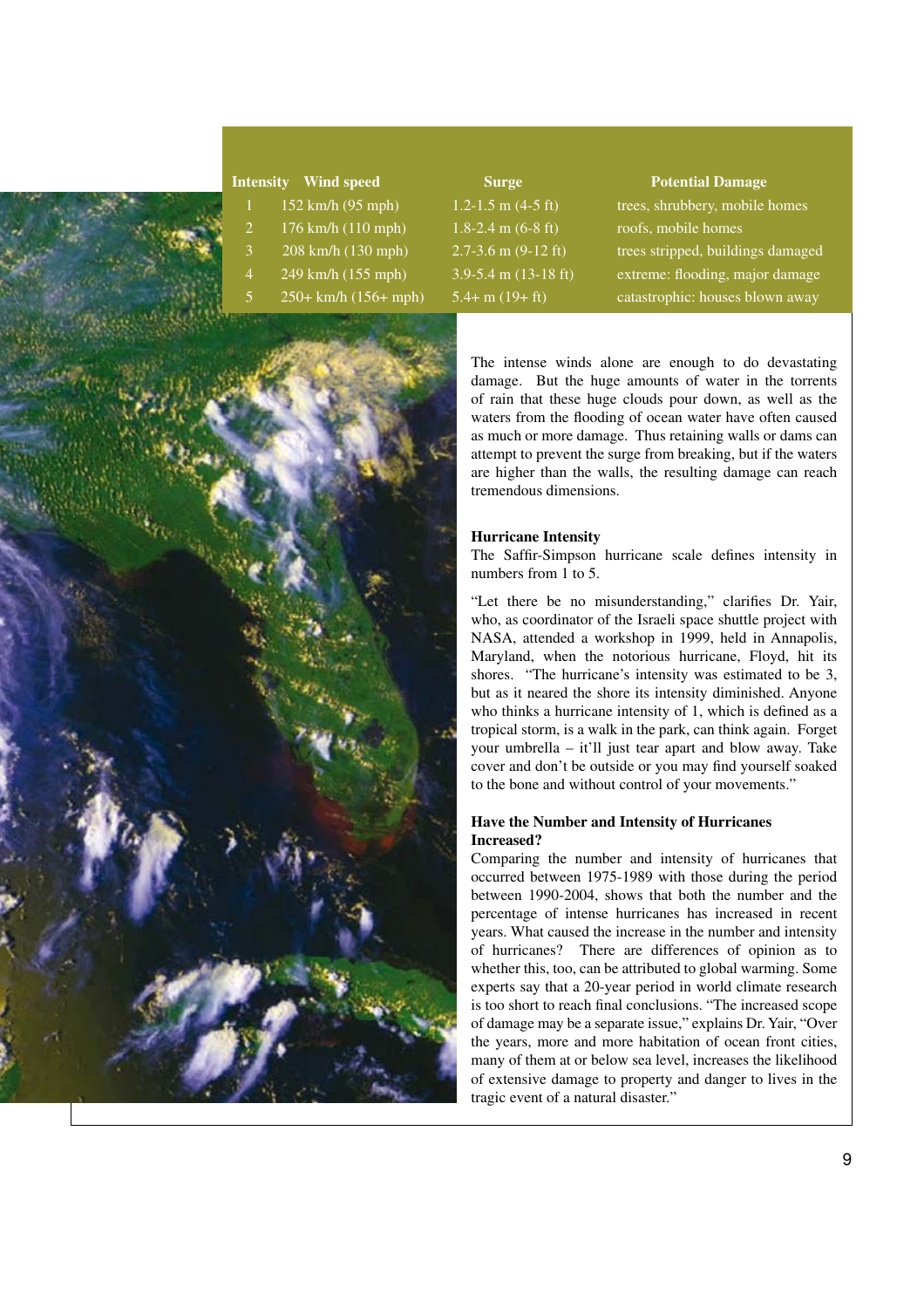| Intensity | Wind speed | Surge | Potential Damage |
|---|---|---|---|
| 1 | 152 km/h (95 mph) | 1.2-1.5 m (4-5 ft) | trees, shrubbery, mobile homes |
| 2 | 176 km/h (110 mph) | 1.8-2.4 m (6-8 ft) | roofs, mobile homes |
| 3 | 208 km/h (130 mph) | 2.7-3.6 m (9-12 ft) | trees stripped, buildings damaged |
| 4 | 249 km/h (155 mph) | 3.9-5.4 m (13-18 ft) | extreme: flooding, major damage |
| 5 | 250+ km/h (156+ mph) | 5.4+ m (19+ ft) | catastrophic: houses blown away |

The intense winds alone are enough to do devastating damage. But the huge amounts of water in the torrents of rain that these huge clouds pour down, as well as the waters from the flooding of ocean water have often caused as much or more damage. Thus retaining walls or dams can attempt to prevent the surge from breaking, but if the waters are higher than the walls, the resulting damage can reach tremendous dimensions.

### Hurricane Intensity

The Saffir-Simpson hurricane scale defines intensity in numbers from 1 to 5.

"Let there be no misunderstanding," clarifies Dr. Yair, who, as coordinator of the Israeli space shuttle project with NASA, attended a workshop in 1999, held in Annapolis, Maryland, when the notorious hurricane, Floyd, hit its shores. "The hurricane's intensity was estimated to be 3, but as it neared the shore its intensity diminished. Anyone who thinks a hurricane intensity of 1, which is defined as a tropical storm, is a walk in the park, can think again. Forget your umbrella – it'll just tear apart and blow away. Take cover and don't be outside or you may find yourself soaked to the bone and without control of your movements."

### Have the Number and Intensity of Hurricanes Increased?

Comparing the number and intensity of hurricanes that occurred between 1975-1989 with those during the period between 1990-2004, shows that both the number and the percentage of intense hurricanes has increased in recent years. What caused the increase in the number and intensity of hurricanes? There are differences of opinion as to whether this, too, can be attributed to global warming. Some experts say that a 20-year period in world climate research is too short to reach final conclusions. "The increased scope of damage may be a separate issue," explains Dr. Yair, "Over the years, more and more habitation of ocean front cities, many of them at or below sea level, increases the likelihood of extensive damage to property and danger to lives in the tragic event of a natural disaster."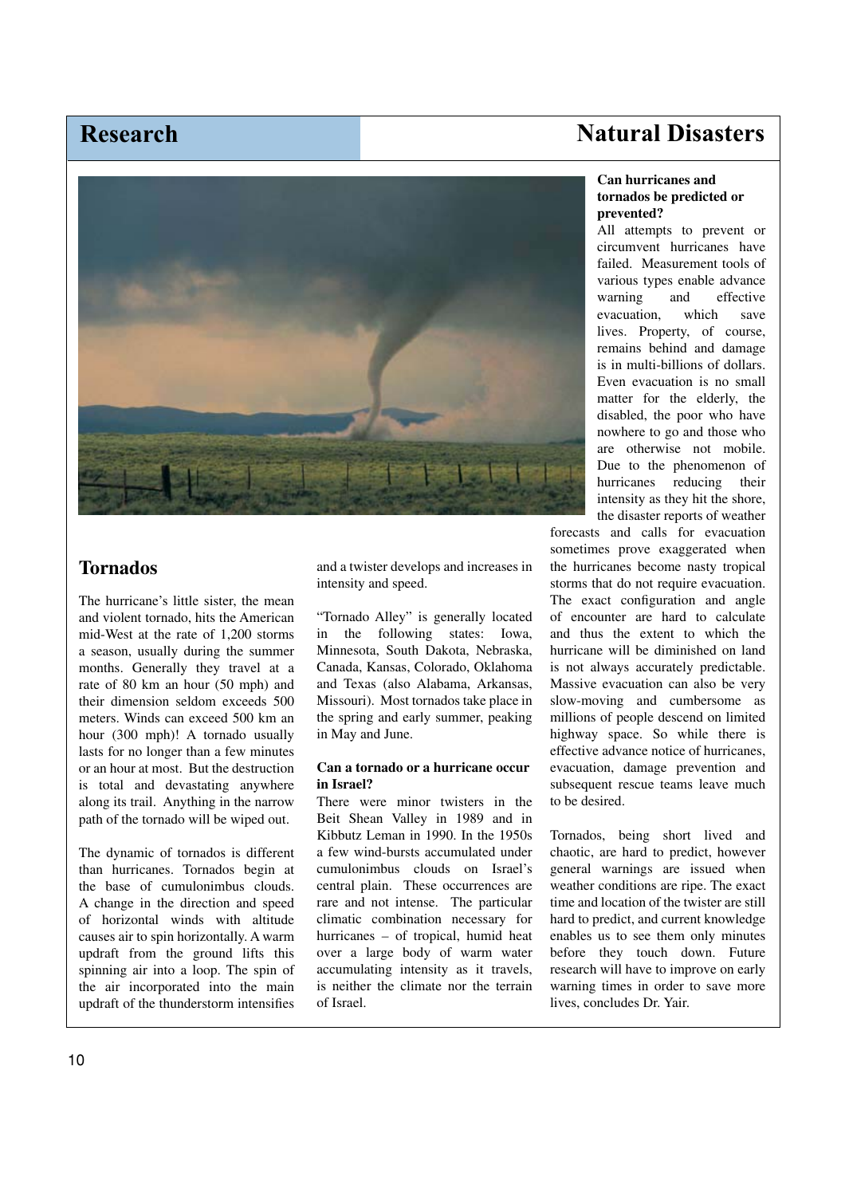## Tornados

The hurricane's little sister, the mean and violent tornado, hits the American mid-West at the rate of 1,200 storms a season, usually during the summer months. Generally they travel at a rate of 80 km an hour (50 mph) and their dimension seldom exceeds 500 meters. Winds can exceed 500 km an hour (300 mph)! A tornado usually lasts for no longer than a few minutes or an hour at most. But the destruction is total and devastating anywhere along its trail. Anything in the narrow path of the tornado will be wiped out.

The dynamic of tornados is different than hurricanes. Tornados begin at the base of cumulonimbus clouds. A change in the direction and speed of horizontal winds with altitude causes air to spin horizontally. A warm updraft from the ground lifts this spinning air into a loop. The spin of the air incorporated into the main updraft of the thunderstorm intensifies and a twister develops and increases in intensity and speed.

"Tornado Alley" is generally located in the following states: Iowa, Minnesota, South Dakota, Nebraska, Canada, Kansas, Colorado, Oklahoma and Texas (also Alabama, Arkansas, Missouri). Most tornados take place in the spring and early summer, peaking in May and June.

**Can a tornado or a hurricane occur in Israel?**

There were minor twisters in the Beit Shean Valley in 1989 and in Kibbutz Leman in 1990. In the 1950s a few wind-bursts accumulated under cumulonimbus clouds on Israel's central plain. These occurrences are rare and not intense. The particular climatic combination necessary for hurricanes – of tropical, humid heat over a large body of warm water accumulating intensity as it travels, is neither the climate nor the terrain of Israel.

**Can hurricanes and tornados be predicted or prevented?**

All attempts to prevent or circumvent hurricanes have failed. Measurement tools of various types enable advance warning and effective evacuation, which save lives. Property, of course, remains behind and damage is in multi-billions of dollars. Even evacuation is no small matter for the elderly, the disabled, the poor who have nowhere to go and those who are otherwise not mobile. Due to the phenomenon of hurricanes reducing their intensity as they hit the shore, the disaster reports of weather forecasts and calls for evacuation sometimes prove exaggerated when the hurricanes become nasty tropical storms that do not require evacuation. The exact configuration and angle of encounter are hard to calculate and thus the extent to which the hurricane will be diminished on land is not always accurately predictable. Massive evacuation can also be very slow-moving and cumbersome as millions of people descend on limited highway space. So while there is effective advance notice of hurricanes, evacuation, damage prevention and subsequent rescue teams leave much to be desired.

Tornados, being short lived and chaotic, are hard to predict, however general warnings are issued when weather conditions are ripe. The exact time and location of the twister are still hard to predict, and current knowledge enables us to see them only minutes before they touch down. Future research will have to improve on early warning times in order to save more lives, concludes Dr. Yair.